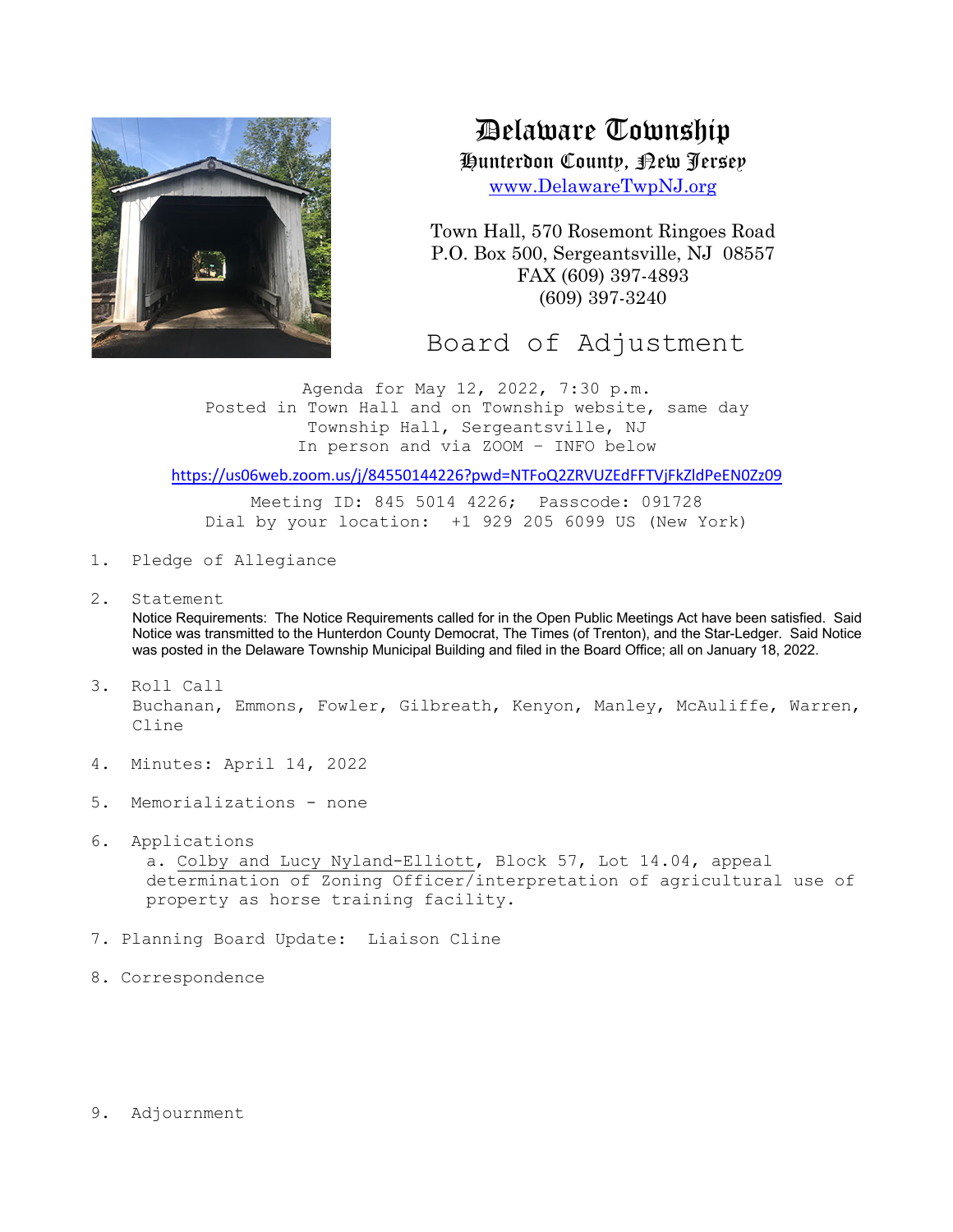# Delaware Township

## Hunterdon County, New Jersey

www.DelawareTwpNJ.org

Town Hall, 570 Rosemont Ringoes Road
P.O. Box 500, Sergeantsville, NJ 08557
FAX (609) 397-4893
(609) 397-3240

## Board of Adjustment

Agenda for May 12, 2022, 7:30 p.m.
Posted in Town Hall and on Township website, same day
Township Hall, Sergeantsville, NJ
In person and via ZOOM – INFO below

https://us06web.zoom.us/j/84550144226?pwd=NTFoQ2ZRVUZEdFFTVjFkZldPeEN0Zz09

Meeting ID: 845 5014 4226; Passcode: 091728
Dial by your location: +1 929 205 6099 US (New York)

1. Pledge of Allegiance

2. Statement
   Notice Requirements: The Notice Requirements called for in the Open Public Meetings Act have been satisfied. Said Notice was transmitted to the Hunterdon County Democrat, The Times (of Trenton), and the Star-Ledger. Said Notice was posted in the Delaware Township Municipal Building and filed in the Board Office; all on January 18, 2022.

3. Roll Call
   Buchanan, Emmons, Fowler, Gilbreath, Kenyon, Manley, McAuliffe, Warren, Cline

4. Minutes: April 14, 2022

5. Memorializations - none

6. Applications
   a. Colby and Lucy Nyland-Elliott, Block 57, Lot 14.04, appeal determination of Zoning Officer/interpretation of agricultural use of property as horse training facility.

7. Planning Board Update: Liaison Cline

8. Correspondence

9. Adjournment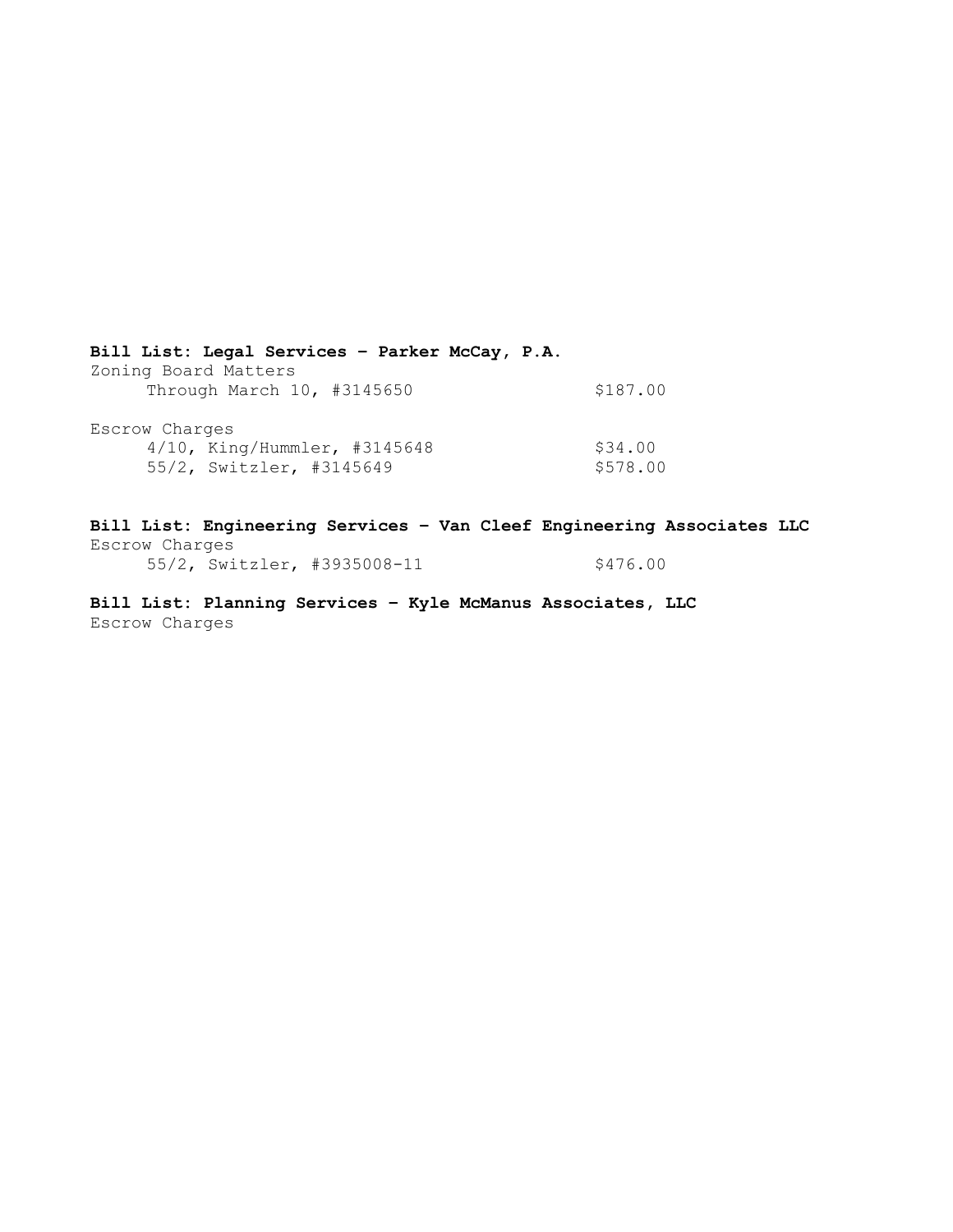**Bill List: Legal Services – Parker McCay, P.A.**

Zoning Board Matters

| | |
|---|---|
| Through March 10, #3145650 | $187.00 |

Escrow Charges

| | |
|---|---|
| 4/10, King/Hummler, #3145648 | $34.00 |
| 55/2, Switzler, #3145649 | $578.00 |

**Bill List: Engineering Services – Van Cleef Engineering Associates LLC**

Escrow Charges

| | |
|---|---|
| 55/2, Switzler, #3935008-11 | $476.00 |

**Bill List: Planning Services – Kyle McManus Associates, LLC**

Escrow Charges